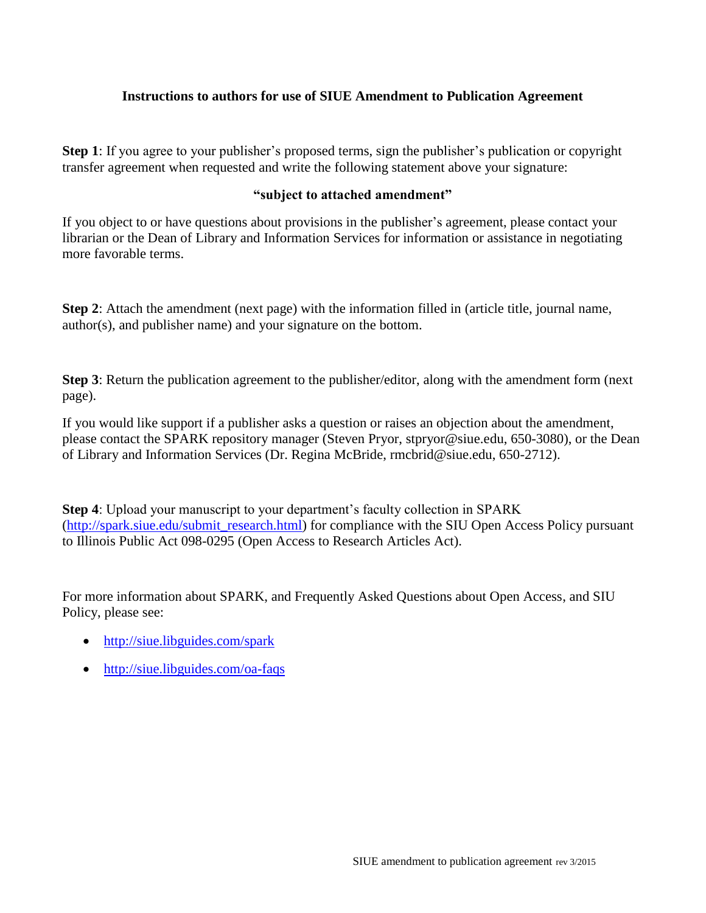# Instructions to authors for use of SIUE Amendment to Publication Agreement

**Step 1**: If you agree to your publisher's proposed terms, sign the publisher's publication or copyright transfer agreement when requested and write the following statement above your signature:

**"subject to attached amendment"**

If you object to or have questions about provisions in the publisher's agreement, please contact your librarian or the Dean of Library and Information Services for information or assistance in negotiating more favorable terms.

**Step 2**: Attach the amendment (next page) with the information filled in (article title, journal name, author(s), and publisher name) and your signature on the bottom.

**Step 3**: Return the publication agreement to the publisher/editor, along with the amendment form (next page).

If you would like support if a publisher asks a question or raises an objection about the amendment, please contact the SPARK repository manager (Steven Pryor, stpryor@siue.edu, 650-3080), or the Dean of Library and Information Services (Dr. Regina McBride, rmcbrid@siue.edu, 650-2712).

**Step 4**: Upload your manuscript to your department's faculty collection in SPARK (http://spark.siue.edu/submit_research.html) for compliance with the SIU Open Access Policy pursuant to Illinois Public Act 098-0295 (Open Access to Research Articles Act).

For more information about SPARK, and Frequently Asked Questions about Open Access, and SIU Policy, please see:

- http://siue.libguides.com/spark
- http://siue.libguides.com/oa-faqs

SIUE amendment to publication agreement rev 3/2015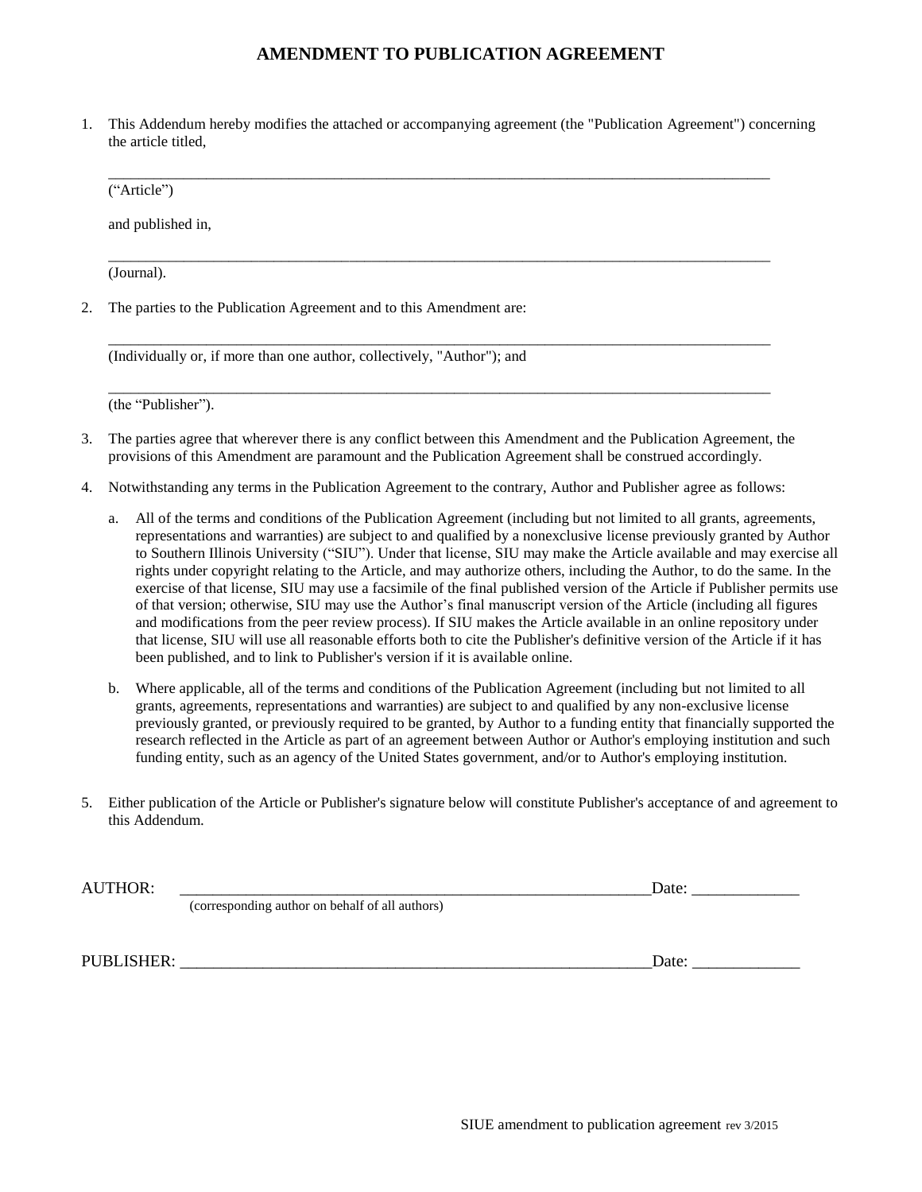# AMENDMENT TO PUBLICATION AGREEMENT

1. This Addendum hereby modifies the attached or accompanying agreement (the "Publication Agreement") concerning the article titled,

   ______________________________________________________________________________
   ("Article")

   and published in,

   ______________________________________________________________________________
   (Journal).

2. The parties to the Publication Agreement and to this Amendment are:

   ______________________________________________________________________________
   (Individually or, if more than one author, collectively, "Author"); and

   ______________________________________________________________________________
   (the "Publisher").

3. The parties agree that wherever there is any conflict between this Amendment and the Publication Agreement, the provisions of this Amendment are paramount and the Publication Agreement shall be construed accordingly.

4. Notwithstanding any terms in the Publication Agreement to the contrary, Author and Publisher agree as follows:

   a. All of the terms and conditions of the Publication Agreement (including but not limited to all grants, agreements, representations and warranties) are subject to and qualified by a nonexclusive license previously granted by Author to Southern Illinois University ("SIU"). Under that license, SIU may make the Article available and may exercise all rights under copyright relating to the Article, and may authorize others, including the Author, to do the same. In the exercise of that license, SIU may use a facsimile of the final published version of the Article if Publisher permits use of that version; otherwise, SIU may use the Author's final manuscript version of the Article (including all figures and modifications from the peer review process). If SIU makes the Article available in an online repository under that license, SIU will use all reasonable efforts both to cite the Publisher's definitive version of the Article if it has been published, and to link to Publisher's version if it is available online.

   b. Where applicable, all of the terms and conditions of the Publication Agreement (including but not limited to all grants, agreements, representations and warranties) are subject to and qualified by any non-exclusive license previously granted, or previously required to be granted, by Author to a funding entity that financially supported the research reflected in the Article as part of an agreement between Author or Author's employing institution and such funding entity, such as an agency of the United States government, and/or to Author's employing institution.

5. Either publication of the Article or Publisher's signature below will constitute Publisher's acceptance of and agreement to this Addendum.

AUTHOR: ____________________________________________________________Date: _____________
(corresponding author on behalf of all authors)

PUBLISHER: _________________________________________________________Date: _____________

SIUE amendment to publication agreement rev 3/2015